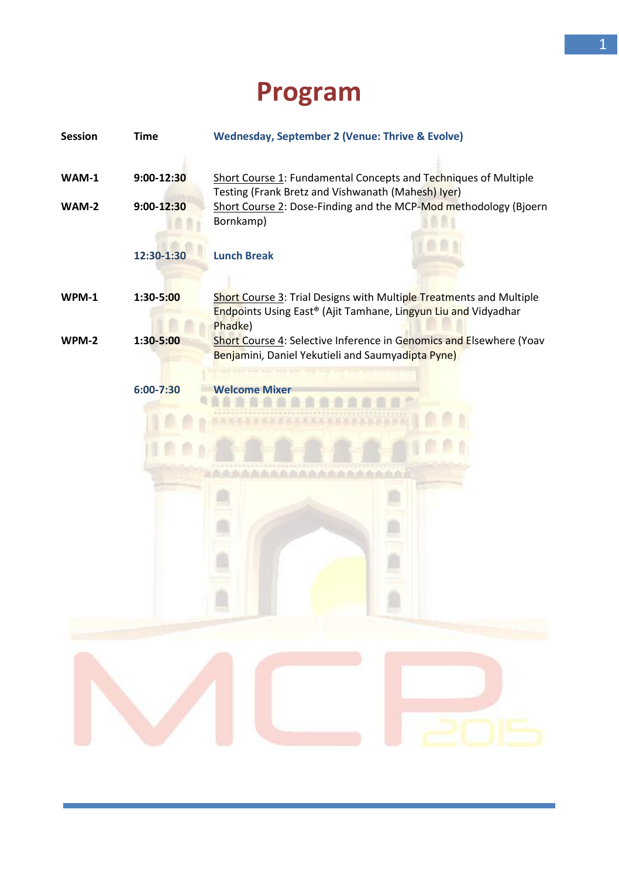# Program

| Session | Time | Wednesday, September 2 (Venue: Thrive & Evolve) |
|---|---|---|
| WAM-1 | 9:00-12:30 | Short Course 1: Fundamental Concepts and Techniques of Multiple Testing (Frank Bretz and Vishwanath (Mahesh) Iyer) |
| WAM-2 | 9:00-12:30 | Short Course 2: Dose-Finding and the MCP-Mod methodology (Bjoern Bornkamp) |
| | 12:30-1:30 | Lunch Break |
| WPM-1 | 1:30-5:00 | Short Course 3: Trial Designs with Multiple Treatments and Multiple Endpoints Using East® (Ajit Tamhane, Lingyun Liu and Vidyadhar Phadke) |
| WPM-2 | 1:30-5:00 | Short Course 4: Selective Inference in Genomics and Elsewhere (Yoav Benjamini, Daniel Yekutieli and Saumyadipta Pyne) |
| | 6:00-7:30 | Welcome Mixer |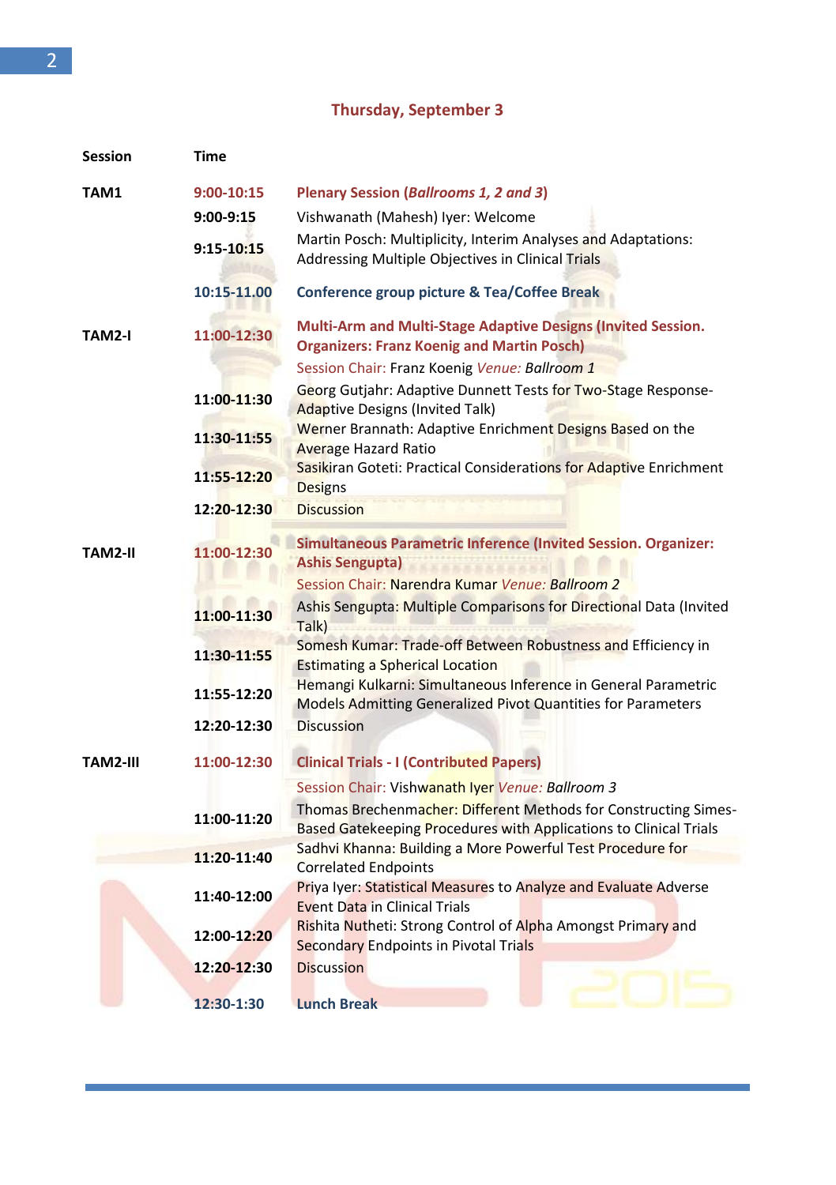## Thursday, September 3

| Session | Time | |
|---|---|---|
| TAM1 | 9:00-10:15 | **Plenary Session (*Ballrooms 1, 2 and 3*)** |
| | 9:00-9:15 | Vishwanath (Mahesh) Iyer: Welcome |
| | 9:15-10:15 | Martin Posch: Multiplicity, Interim Analyses and Adaptations: Addressing Multiple Objectives in Clinical Trials |
| | 10:15-11.00 | **Conference group picture & Tea/Coffee Break** |
| TAM2-I | 11:00-12:30 | **Multi-Arm and Multi-Stage Adaptive Designs (Invited Session. Organizers: Franz Koenig and Martin Posch)** |
| | | Session Chair: Franz Koenig *Venue: Ballroom 1* |
| | 11:00-11:30 | Georg Gutjahr: Adaptive Dunnett Tests for Two-Stage Response-Adaptive Designs (Invited Talk) |
| | 11:30-11:55 | Werner Brannath: Adaptive Enrichment Designs Based on the Average Hazard Ratio |
| | 11:55-12:20 | Sasikiran Goteti: Practical Considerations for Adaptive Enrichment Designs |
| | 12:20-12:30 | Discussion |
| TAM2-II | 11:00-12:30 | **Simultaneous Parametric Inference (Invited Session. Organizer: Ashis Sengupta)** |
| | | Session Chair: Narendra Kumar *Venue: Ballroom 2* |
| | 11:00-11:30 | Ashis Sengupta: Multiple Comparisons for Directional Data (Invited Talk) |
| | 11:30-11:55 | Somesh Kumar: Trade-off Between Robustness and Efficiency in Estimating a Spherical Location |
| | 11:55-12:20 | Hemangi Kulkarni: Simultaneous Inference in General Parametric Models Admitting Generalized Pivot Quantities for Parameters |
| | 12:20-12:30 | Discussion |
| TAM2-III | 11:00-12:30 | **Clinical Trials - I (Contributed Papers)** |
| | | Session Chair: Vishwanath Iyer *Venue: Ballroom 3* |
| | 11:00-11:20 | Thomas Brechenmacher: Different Methods for Constructing Simes-Based Gatekeeping Procedures with Applications to Clinical Trials |
| | 11:20-11:40 | Sadhvi Khanna: Building a More Powerful Test Procedure for Correlated Endpoints |
| | 11:40-12:00 | Priya Iyer: Statistical Measures to Analyze and Evaluate Adverse Event Data in Clinical Trials |
| | 12:00-12:20 | Rishita Nutheti: Strong Control of Alpha Amongst Primary and Secondary Endpoints in Pivotal Trials |
| | 12:20-12:30 | Discussion |
| | 12:30-1:30 | **Lunch Break** |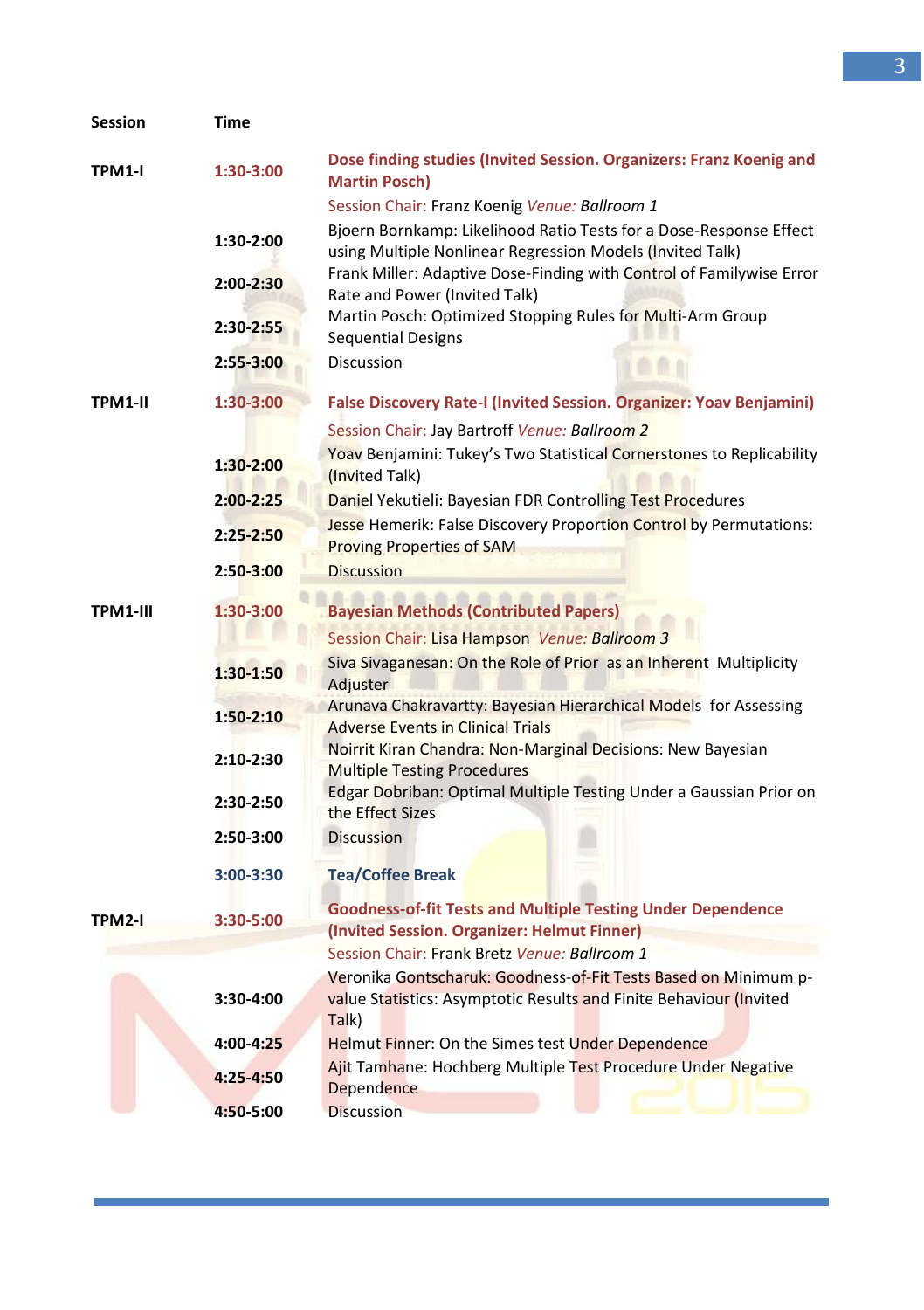| Session | Time | |
|---|---|---|
| TPM1-I | 1:30-3:00 | **Dose finding studies (Invited Session. Organizers: Franz Koenig and Martin Posch)** |
| | | Session Chair: Franz Koenig *Venue: Ballroom 1* |
| | 1:30-2:00 | Bjoern Bornkamp: Likelihood Ratio Tests for a Dose-Response Effect using Multiple Nonlinear Regression Models (Invited Talk) |
| | 2:00-2:30 | Frank Miller: Adaptive Dose-Finding with Control of Familywise Error Rate and Power (Invited Talk) |
| | 2:30-2:55 | Martin Posch: Optimized Stopping Rules for Multi-Arm Group Sequential Designs |
| | 2:55-3:00 | Discussion |
| TPM1-II | 1:30-3:00 | **False Discovery Rate-I (Invited Session. Organizer: Yoav Benjamini)** |
| | | Session Chair: Jay Bartroff *Venue: Ballroom 2* |
| | 1:30-2:00 | Yoav Benjamini: Tukey's Two Statistical Cornerstones to Replicability (Invited Talk) |
| | 2:00-2:25 | Daniel Yekutieli: Bayesian FDR Controlling Test Procedures |
| | 2:25-2:50 | Jesse Hemerik: False Discovery Proportion Control by Permutations: Proving Properties of SAM |
| | 2:50-3:00 | Discussion |
| TPM1-III | 1:30-3:00 | **Bayesian Methods (Contributed Papers)** |
| | | Session Chair: Lisa Hampson *Venue: Ballroom 3* |
| | 1:30-1:50 | Siva Sivaganesan: On the Role of Prior as an Inherent Multiplicity Adjuster |
| | 1:50-2:10 | Arunava Chakravartty: Bayesian Hierarchical Models for Assessing Adverse Events in Clinical Trials |
| | 2:10-2:30 | Noirrit Kiran Chandra: Non-Marginal Decisions: New Bayesian Multiple Testing Procedures |
| | 2:30-2:50 | Edgar Dobriban: Optimal Multiple Testing Under a Gaussian Prior on the Effect Sizes |
| | 2:50-3:00 | Discussion |
| | 3:00-3:30 | **Tea/Coffee Break** |
| TPM2-I | 3:30-5:00 | **Goodness-of-fit Tests and Multiple Testing Under Dependence (Invited Session. Organizer: Helmut Finner)** |
| | | Session Chair: Frank Bretz *Venue: Ballroom 1* |
| | 3:30-4:00 | Veronika Gontscharuk: Goodness-of-Fit Tests Based on Minimum p-value Statistics: Asymptotic Results and Finite Behaviour (Invited Talk) |
| | 4:00-4:25 | Helmut Finner: On the Simes test Under Dependence |
| | 4:25-4:50 | Ajit Tamhane: Hochberg Multiple Test Procedure Under Negative Dependence |
| | 4:50-5:00 | Discussion |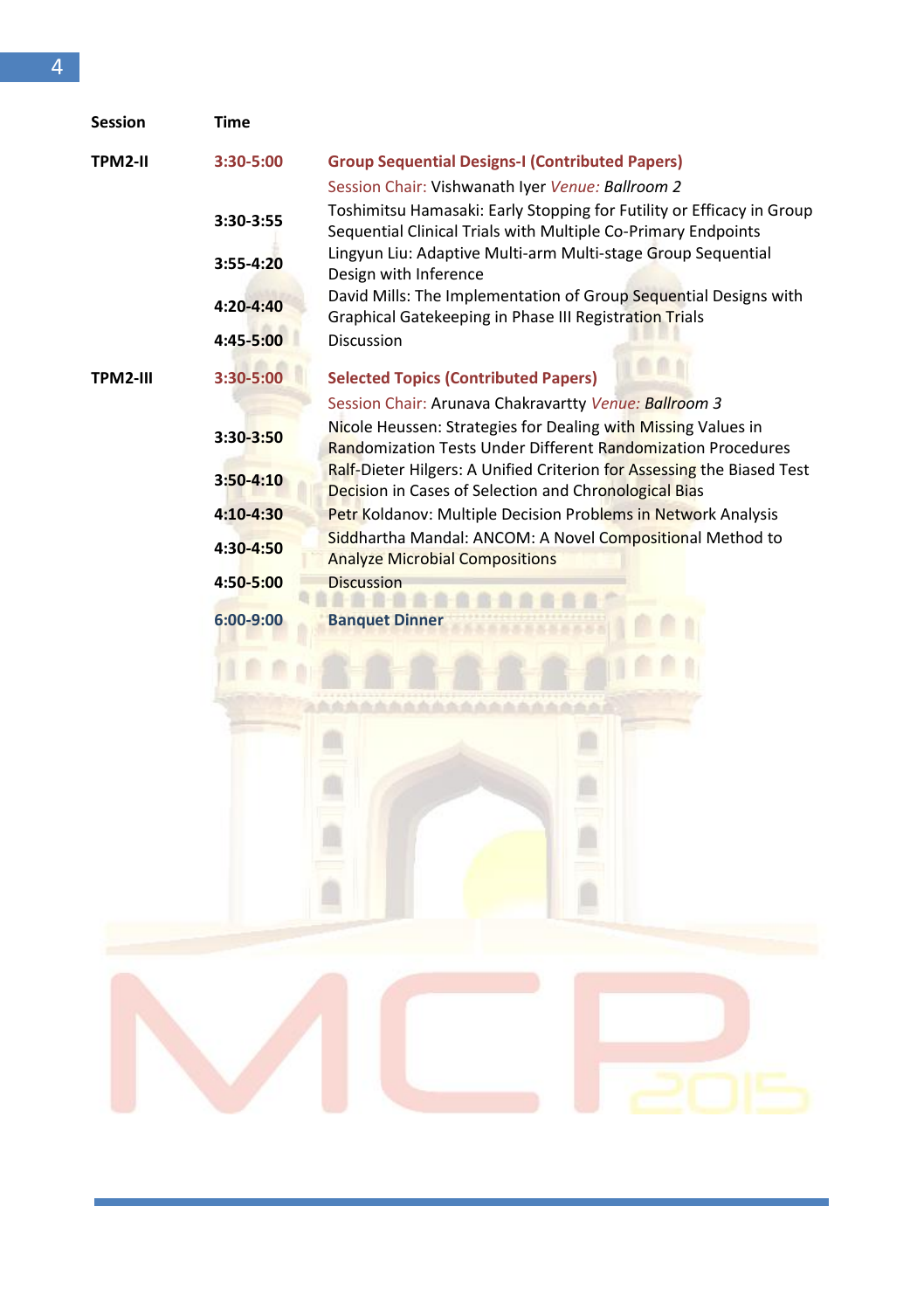| Session | Time | |
|---|---|---|
| **TPM2-II** | **3:30-5:00** | **Group Sequential Designs-I (Contributed Papers)** |
| | | Session Chair: Vishwanath Iyer *Venue: Ballroom 2* |
| | **3:30-3:55** | Toshimitsu Hamasaki: Early Stopping for Futility or Efficacy in Group Sequential Clinical Trials with Multiple Co-Primary Endpoints |
| | **3:55-4:20** | Lingyun Liu: Adaptive Multi-arm Multi-stage Group Sequential Design with Inference |
| | **4:20-4:40** | David Mills: The Implementation of Group Sequential Designs with Graphical Gatekeeping in Phase III Registration Trials |
| | **4:45-5:00** | Discussion |
| **TPM2-III** | **3:30-5:00** | **Selected Topics (Contributed Papers)** |
| | | Session Chair: Arunava Chakravartty *Venue: Ballroom 3* |
| | **3:30-3:50** | Nicole Heussen: Strategies for Dealing with Missing Values in Randomization Tests Under Different Randomization Procedures |
| | **3:50-4:10** | Ralf-Dieter Hilgers: A Unified Criterion for Assessing the Biased Test Decision in Cases of Selection and Chronological Bias |
| | **4:10-4:30** | Petr Koldanov: Multiple Decision Problems in Network Analysis |
| | **4:30-4:50** | Siddhartha Mandal: ANCOM: A Novel Compositional Method to Analyze Microbial Compositions |
| | **4:50-5:00** | Discussion |
| | **6:00-9:00** | **Banquet Dinner** |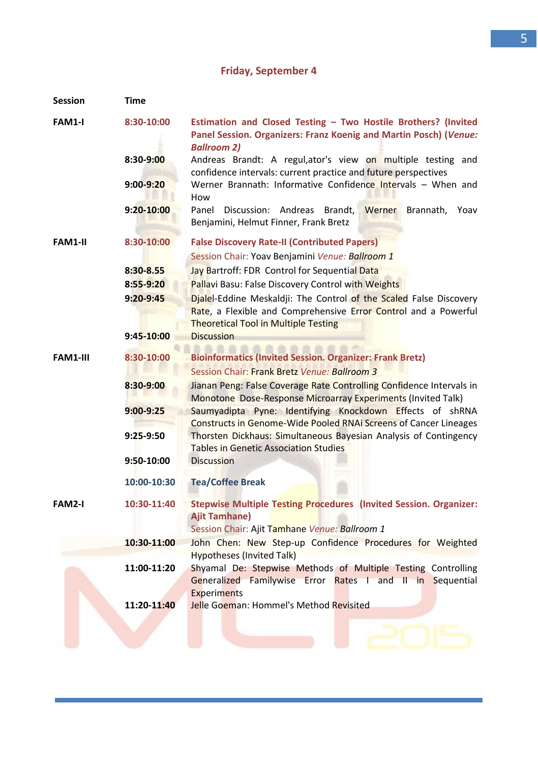## Friday, September 4

| Session | Time | |
|---|---|---|
| FAM1-I | 8:30-10:00 | **Estimation and Closed Testing – Two Hostile Brothers? (Invited Panel Session. Organizers: Franz Koenig and Martin Posch) (*Venue: Ballroom 2)*** |
| | 8:30-9:00 | Andreas Brandt: A regul,ator's view on multiple testing and confidence intervals: current practice and future perspectives |
| | 9:00-9:20 | Werner Brannath: Informative Confidence Intervals – When and How |
| | 9:20-10:00 | Panel Discussion: Andreas Brandt, Werner Brannath, Yoav Benjamini, Helmut Finner, Frank Bretz |
| FAM1-II | 8:30-10:00 | **False Discovery Rate-II (Contributed Papers)** |
| | | Session Chair: Yoav Benjamini *Venue: Ballroom 1* |
| | 8:30-8.55 | Jay Bartroff: FDR Control for Sequential Data |
| | 8:55-9:20 | Pallavi Basu: False Discovery Control with Weights |
| | 9:20-9:45 | Djalel-Eddine Meskaldji: The Control of the Scaled False Discovery Rate, a Flexible and Comprehensive Error Control and a Powerful Theoretical Tool in Multiple Testing |
| | 9:45-10:00 | Discussion |
| FAM1-III | 8:30-10:00 | **Bioinformatics (Invited Session. Organizer: Frank Bretz)** |
| | | Session Chair: Frank Bretz *Venue: Ballroom 3* |
| | 8:30-9:00 | Jianan Peng: False Coverage Rate Controlling Confidence Intervals in Monotone Dose-Response Microarray Experiments (Invited Talk) |
| | 9:00-9:25 | Saumyadipta Pyne: Identifying Knockdown Effects of shRNA Constructs in Genome-Wide Pooled RNAi Screens of Cancer Lineages |
| | 9:25-9:50 | Thorsten Dickhaus: Simultaneous Bayesian Analysis of Contingency Tables in Genetic Association Studies |
| | 9:50-10:00 | Discussion |
| | 10:00-10:30 | **Tea/Coffee Break** |
| FAM2-I | 10:30-11:40 | **Stepwise Multiple Testing Procedures (Invited Session. Organizer: Ajit Tamhane)** |
| | | Session Chair: Ajit Tamhane *Venue: Ballroom 1* |
| | 10:30-11:00 | John Chen: New Step-up Confidence Procedures for Weighted Hypotheses (Invited Talk) |
| | 11:00-11:20 | Shyamal De: Stepwise Methods of Multiple Testing Controlling Generalized Familywise Error Rates I and II in Sequential Experiments |
| | 11:20-11:40 | Jelle Goeman: Hommel's Method Revisited |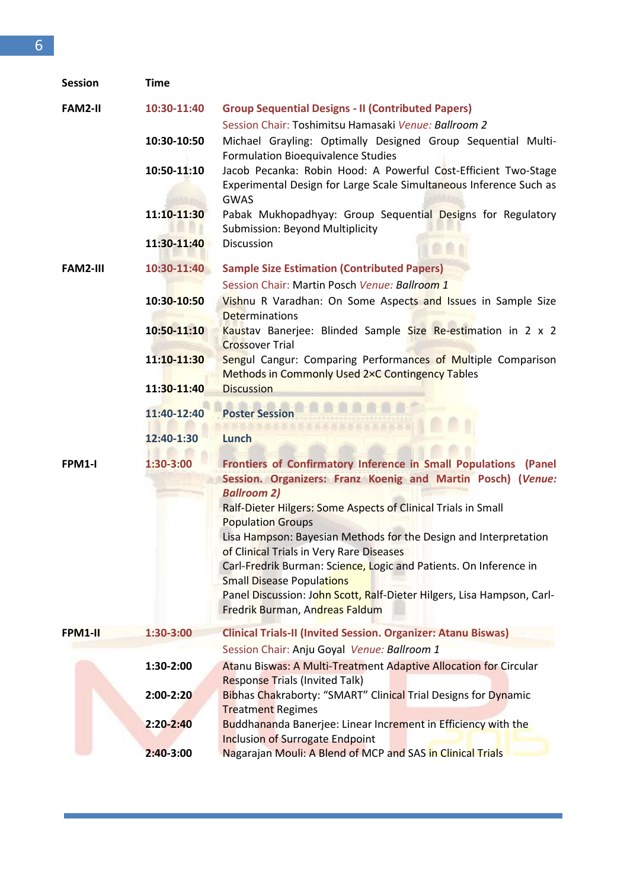| Session | Time | |
|---|---|---|
| FAM2-II | 10:30-11:40 | **Group Sequential Designs - II (Contributed Papers)**<br>Session Chair: Toshimitsu Hamasaki *Venue: Ballroom 2* |
| | 10:30-10:50 | Michael Grayling: Optimally Designed Group Sequential Multi-Formulation Bioequivalence Studies |
| | 10:50-11:10 | Jacob Pecanka: Robin Hood: A Powerful Cost-Efficient Two-Stage Experimental Design for Large Scale Simultaneous Inference Such as GWAS |
| | 11:10-11:30 | Pabak Mukhopadhyay: Group Sequential Designs for Regulatory Submission: Beyond Multiplicity |
| | 11:30-11:40 | Discussion |
| FAM2-III | 10:30-11:40 | **Sample Size Estimation (Contributed Papers)**<br>Session Chair: Martin Posch *Venue: Ballroom 1* |
| | 10:30-10:50 | Vishnu R Varadhan: On Some Aspects and Issues in Sample Size Determinations |
| | 10:50-11:10 | Kaustav Banerjee: Blinded Sample Size Re-estimation in 2 x 2 Crossover Trial |
| | 11:10-11:30 | Sengul Cangur: Comparing Performances of Multiple Comparison Methods in Commonly Used 2×C Contingency Tables |
| | 11:30-11:40 | Discussion |
| | 11:40-12:40 | **Poster Session** |
| | 12:40-1:30 | **Lunch** |
| FPM1-I | 1:30-3:00 | **Frontiers of Confirmatory Inference in Small Populations (Panel Session. Organizers: Franz Koenig and Martin Posch) (*Venue: Ballroom 2*)**<br>Ralf-Dieter Hilgers: Some Aspects of Clinical Trials in Small Population Groups<br>Lisa Hampson: Bayesian Methods for the Design and Interpretation of Clinical Trials in Very Rare Diseases<br>Carl-Fredrik Burman: Science, Logic and Patients. On Inference in Small Disease Populations<br>Panel Discussion: John Scott, Ralf-Dieter Hilgers, Lisa Hampson, Carl-Fredrik Burman, Andreas Faldum |
| FPM1-II | 1:30-3:00 | **Clinical Trials-II (Invited Session. Organizer: Atanu Biswas)**<br>Session Chair: Anju Goyal *Venue: Ballroom 1* |
| | 1:30-2:00 | Atanu Biswas: A Multi-Treatment Adaptive Allocation for Circular Response Trials (Invited Talk) |
| | 2:00-2:20 | Bibhas Chakraborty: "SMART" Clinical Trial Designs for Dynamic Treatment Regimes |
| | 2:20-2:40 | Buddhananda Banerjee: Linear Increment in Efficiency with the Inclusion of Surrogate Endpoint |
| | 2:40-3:00 | Nagarajan Mouli: A Blend of MCP and SAS in Clinical Trials |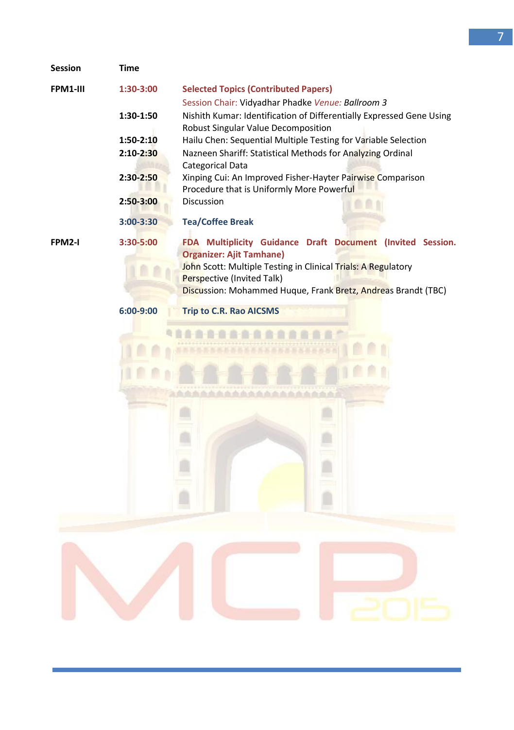| Session | Time | |
|---|---|---|
| FPM1-III | 1:30-3:00 | **Selected Topics (Contributed Papers)**<br>Session Chair: Vidyadhar Phadke *Venue: Ballroom 3* |
| | 1:30-1:50 | Nishith Kumar: Identification of Differentially Expressed Gene Using Robust Singular Value Decomposition |
| | 1:50-2:10 | Hailu Chen: Sequential Multiple Testing for Variable Selection |
| | 2:10-2:30 | Nazneen Shariff: Statistical Methods for Analyzing Ordinal Categorical Data |
| | 2:30-2:50 | Xinping Cui: An Improved Fisher-Hayter Pairwise Comparison Procedure that is Uniformly More Powerful |
| | 2:50-3:00 | Discussion |
| | 3:00-3:30 | **Tea/Coffee Break** |
| FPM2-I | 3:30-5:00 | **FDA Multiplicity Guidance Draft Document (Invited Session. Organizer: Ajit Tamhane)**<br>John Scott: Multiple Testing in Clinical Trials: A Regulatory Perspective (Invited Talk)<br>Discussion: Mohammed Huque, Frank Bretz, Andreas Brandt (TBC) |
| | 6:00-9:00 | **Trip to C.R. Rao AICSMS** |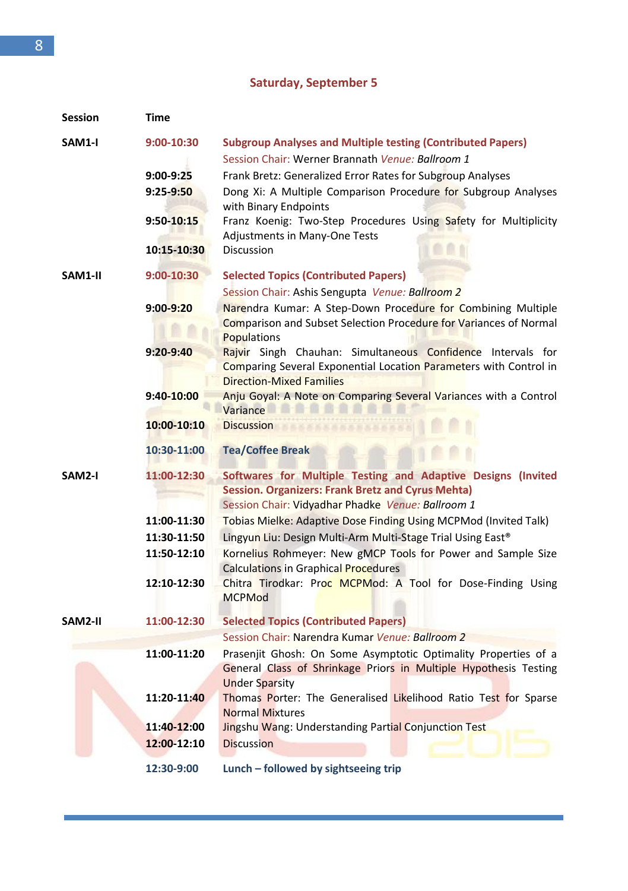## Saturday, September 5

| Session | Time | |
|---|---|---|
| **SAM1-I** | **9:00-10:30** | **Subgroup Analyses and Multiple testing (Contributed Papers)** |
| | | Session Chair: Werner Brannath *Venue: Ballroom 1* |
| | **9:00-9:25** | Frank Bretz: Generalized Error Rates for Subgroup Analyses |
| | **9:25-9:50** | Dong Xi: A Multiple Comparison Procedure for Subgroup Analyses with Binary Endpoints |
| | **9:50-10:15** | Franz Koenig: Two-Step Procedures Using Safety for Multiplicity Adjustments in Many-One Tests |
| | **10:15-10:30** | Discussion |
| **SAM1-II** | **9:00-10:30** | **Selected Topics (Contributed Papers)** |
| | | Session Chair: Ashis Sengupta *Venue: Ballroom 2* |
| | **9:00-9:20** | Narendra Kumar: A Step-Down Procedure for Combining Multiple Comparison and Subset Selection Procedure for Variances of Normal Populations |
| | **9:20-9:40** | Rajvir Singh Chauhan: Simultaneous Confidence Intervals for Comparing Several Exponential Location Parameters with Control in Direction-Mixed Families |
| | **9:40-10:00** | Anju Goyal: A Note on Comparing Several Variances with a Control Variance |
| | **10:00-10:10** | Discussion |
| | **10:30-11:00** | **Tea/Coffee Break** |
| **SAM2-I** | **11:00-12:30** | **Softwares for Multiple Testing and Adaptive Designs (Invited Session. Organizers: Frank Bretz and Cyrus Mehta)** |
| | | Session Chair: Vidyadhar Phadke *Venue: Ballroom 1* |
| | **11:00-11:30** | Tobias Mielke: Adaptive Dose Finding Using MCPMod (Invited Talk) |
| | **11:30-11:50** | Lingyun Liu: Design Multi-Arm Multi-Stage Trial Using East® |
| | **11:50-12:10** | Kornelius Rohmeyer: New gMCP Tools for Power and Sample Size Calculations in Graphical Procedures |
| | **12:10-12:30** | Chitra Tirodkar: Proc MCPMod: A Tool for Dose-Finding Using MCPMod |
| **SAM2-II** | **11:00-12:30** | **Selected Topics (Contributed Papers)** |
| | | Session Chair: Narendra Kumar *Venue: Ballroom 2* |
| | **11:00-11:20** | Prasenjit Ghosh: On Some Asymptotic Optimality Properties of a General Class of Shrinkage Priors in Multiple Hypothesis Testing Under Sparsity |
| | **11:20-11:40** | Thomas Porter: The Generalised Likelihood Ratio Test for Sparse Normal Mixtures |
| | **11:40-12:00** | Jingshu Wang: Understanding Partial Conjunction Test |
| | **12:00-12:10** | Discussion |
| | **12:30-9:00** | **Lunch – followed by sightseeing trip** |